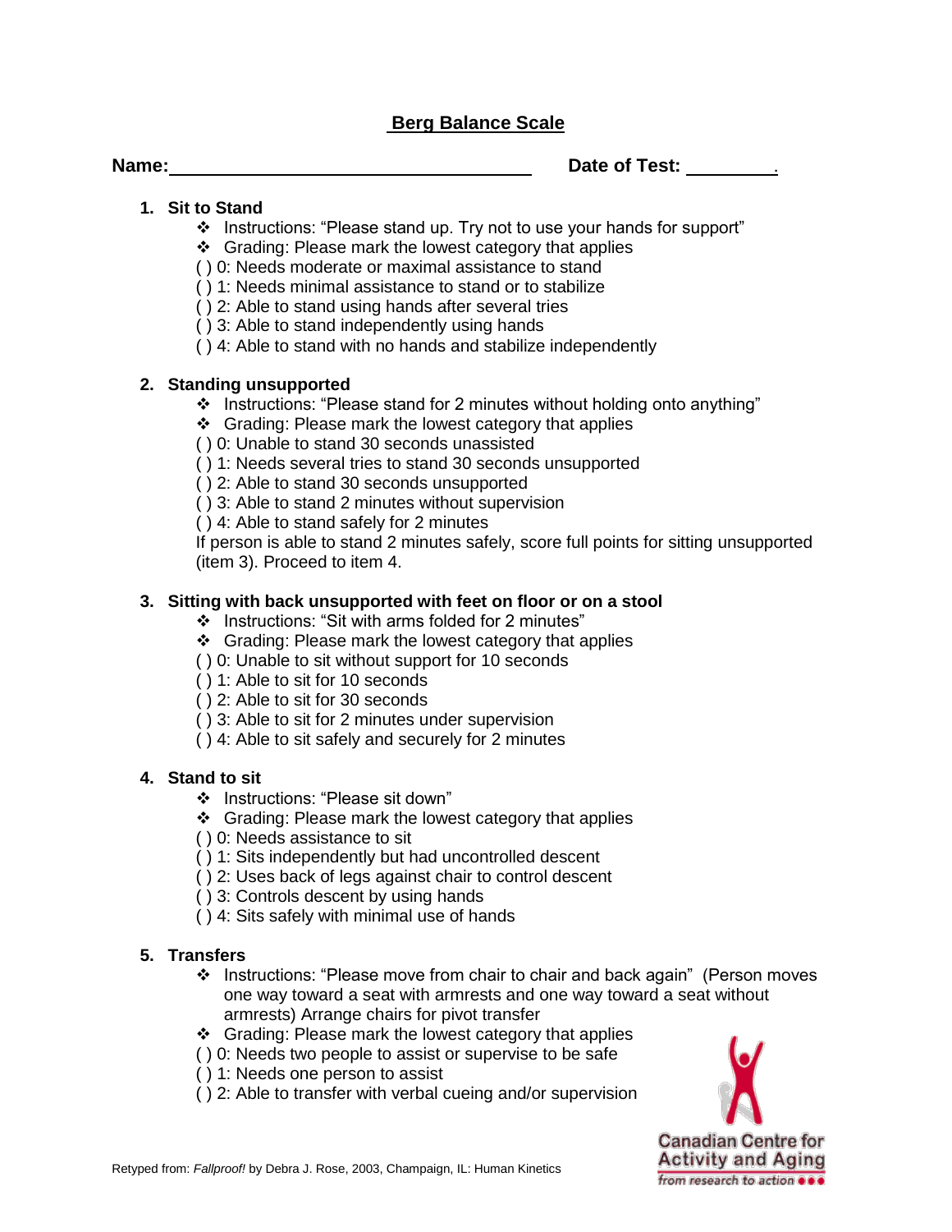# Berg Balance Scale

**Name:** ____________________ **Date of Test:** ________.

1. **Sit to Stand**
   - ❖ Instructions: "Please stand up. Try not to use your hands for support"
   - ❖ Grading: Please mark the lowest category that applies

   ( ) 0: Needs moderate or maximal assistance to stand
   ( ) 1: Needs minimal assistance to stand or to stabilize
   ( ) 2: Able to stand using hands after several tries
   ( ) 3: Able to stand independently using hands
   ( ) 4: Able to stand with no hands and stabilize independently

2. **Standing unsupported**
   - ❖ Instructions: "Please stand for 2 minutes without holding onto anything"
   - ❖ Grading: Please mark the lowest category that applies

   ( ) 0: Unable to stand 30 seconds unassisted
   ( ) 1: Needs several tries to stand 30 seconds unsupported
   ( ) 2: Able to stand 30 seconds unsupported
   ( ) 3: Able to stand 2 minutes without supervision
   ( ) 4: Able to stand safely for 2 minutes

   If person is able to stand 2 minutes safely, score full points for sitting unsupported (item 3). Proceed to item 4.

3. **Sitting with back unsupported with feet on floor or on a stool**
   - ❖ Instructions: "Sit with arms folded for 2 minutes"
   - ❖ Grading: Please mark the lowest category that applies

   ( ) 0: Unable to sit without support for 10 seconds
   ( ) 1: Able to sit for 10 seconds
   ( ) 2: Able to sit for 30 seconds
   ( ) 3: Able to sit for 2 minutes under supervision
   ( ) 4: Able to sit safely and securely for 2 minutes

4. **Stand to sit**
   - ❖ Instructions: "Please sit down"
   - ❖ Grading: Please mark the lowest category that applies

   ( ) 0: Needs assistance to sit
   ( ) 1: Sits independently but had uncontrolled descent
   ( ) 2: Uses back of legs against chair to control descent
   ( ) 3: Controls descent by using hands
   ( ) 4: Sits safely with minimal use of hands

5. **Transfers**
   - ❖ Instructions: "Please move from chair to chair and back again" (Person moves one way toward a seat with armrests and one way toward a seat without armrests) Arrange chairs for pivot transfer
   - ❖ Grading: Please mark the lowest category that applies

   ( ) 0: Needs two people to assist or supervise to be safe
   ( ) 1: Needs one person to assist
   ( ) 2: Able to transfer with verbal cueing and/or supervision

Retyped from: *Fallproof!* by Debra J. Rose, 2003, Champaign, IL: Human Kinetics

Canadian Centre for Activity and Aging
from research to action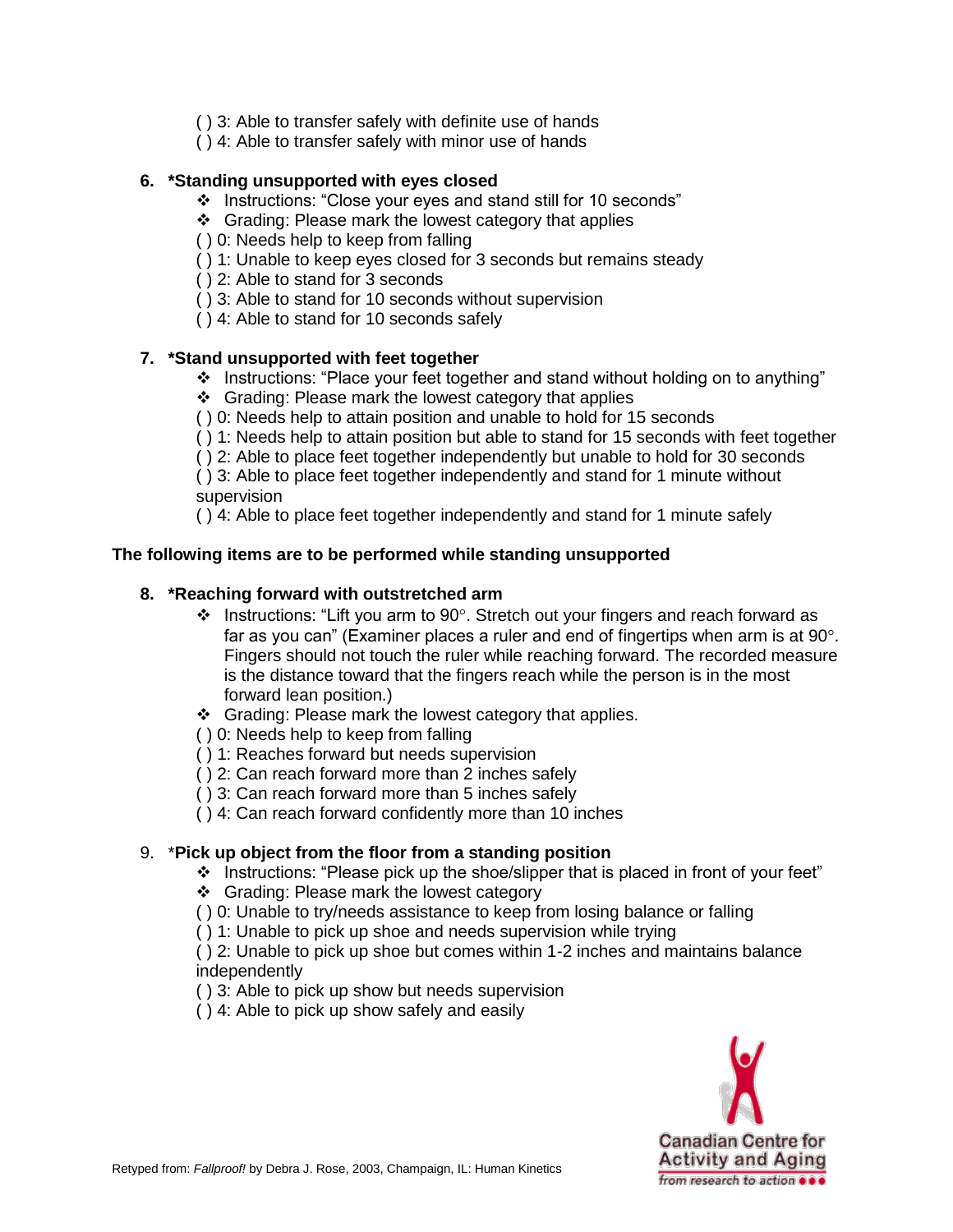( ) 3: Able to transfer safely with definite use of hands
( ) 4: Able to transfer safely with minor use of hands

**6. *Standing unsupported with eyes closed**

- Instructions: "Close your eyes and stand still for 10 seconds"
- Grading: Please mark the lowest category that applies

( ) 0: Needs help to keep from falling
( ) 1: Unable to keep eyes closed for 3 seconds but remains steady
( ) 2: Able to stand for 3 seconds
( ) 3: Able to stand for 10 seconds without supervision
( ) 4: Able to stand for 10 seconds safely

**7. *Stand unsupported with feet together**

- Instructions: "Place your feet together and stand without holding on to anything"
- Grading: Please mark the lowest category that applies

( ) 0: Needs help to attain position and unable to hold for 15 seconds
( ) 1: Needs help to attain position but able to stand for 15 seconds with feet together
( ) 2: Able to place feet together independently but unable to hold for 30 seconds
( ) 3: Able to place feet together independently and stand for 1 minute without supervision
( ) 4: Able to place feet together independently and stand for 1 minute safely

**The following items are to be performed while standing unsupported**

**8. *Reaching forward with outstretched arm**

- Instructions: "Lift you arm to 90°. Stretch out your fingers and reach forward as far as you can" (Examiner places a ruler and end of fingertips when arm is at 90°. Fingers should not touch the ruler while reaching forward. The recorded measure is the distance toward that the fingers reach while the person is in the most forward lean position.)
- Grading: Please mark the lowest category that applies.

( ) 0: Needs help to keep from falling
( ) 1: Reaches forward but needs supervision
( ) 2: Can reach forward more than 2 inches safely
( ) 3: Can reach forward more than 5 inches safely
( ) 4: Can reach forward confidently more than 10 inches

9. ***Pick up object from the floor from a standing position**

- Instructions: "Please pick up the shoe/slipper that is placed in front of your feet"
- Grading: Please mark the lowest category

( ) 0: Unable to try/needs assistance to keep from losing balance or falling
( ) 1: Unable to pick up shoe and needs supervision while trying
( ) 2: Unable to pick up shoe but comes within 1-2 inches and maintains balance independently
( ) 3: Able to pick up show but needs supervision
( ) 4: Able to pick up show safely and easily

Retyped from: *Fallproof!* by Debra J. Rose, 2003, Champaign, IL: Human Kinetics

Canadian Centre for Activity and Aging
from research to action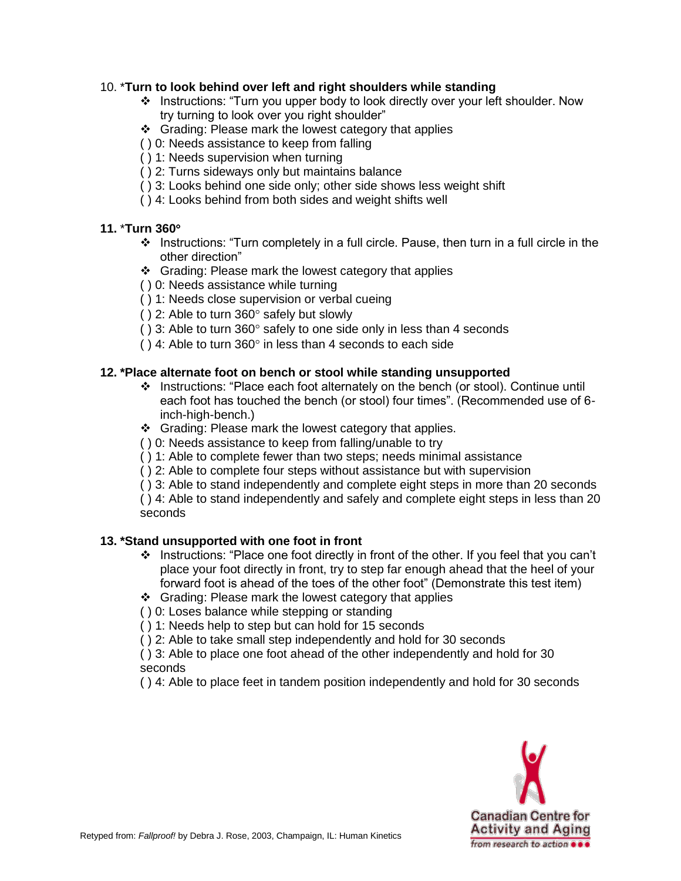10. ***Turn to look behind over left and right shoulders while standing**

- Instructions: "Turn you upper body to look directly over your left shoulder. Now try turning to look over you right shoulder"
- Grading: Please mark the lowest category that applies

( ) 0: Needs assistance to keep from falling
( ) 1: Needs supervision when turning
( ) 2: Turns sideways only but maintains balance
( ) 3: Looks behind one side only; other side shows less weight shift
( ) 4: Looks behind from both sides and weight shifts well

**11.** ***Turn 360°**

- Instructions: "Turn completely in a full circle. Pause, then turn in a full circle in the other direction"
- Grading: Please mark the lowest category that applies

( ) 0: Needs assistance while turning
( ) 1: Needs close supervision or verbal cueing
( ) 2: Able to turn 360° safely but slowly
( ) 3: Able to turn 360° safely to one side only in less than 4 seconds
( ) 4: Able to turn 360° in less than 4 seconds to each side

**12. *Place alternate foot on bench or stool while standing unsupported**

- Instructions: "Place each foot alternately on the bench (or stool). Continue until each foot has touched the bench (or stool) four times". (Recommended use of 6-inch-high-bench.)
- Grading: Please mark the lowest category that applies.

( ) 0: Needs assistance to keep from falling/unable to try
( ) 1: Able to complete fewer than two steps; needs minimal assistance
( ) 2: Able to complete four steps without assistance but with supervision
( ) 3: Able to stand independently and complete eight steps in more than 20 seconds
( ) 4: Able to stand independently and safely and complete eight steps in less than 20 seconds

**13. *Stand unsupported with one foot in front**

- Instructions: "Place one foot directly in front of the other. If you feel that you can't place your foot directly in front, try to step far enough ahead that the heel of your forward foot is ahead of the toes of the other foot" (Demonstrate this test item)
- Grading: Please mark the lowest category that applies

( ) 0: Loses balance while stepping or standing
( ) 1: Needs help to step but can hold for 15 seconds
( ) 2: Able to take small step independently and hold for 30 seconds
( ) 3: Able to place one foot ahead of the other independently and hold for 30 seconds
( ) 4: Able to place feet in tandem position independently and hold for 30 seconds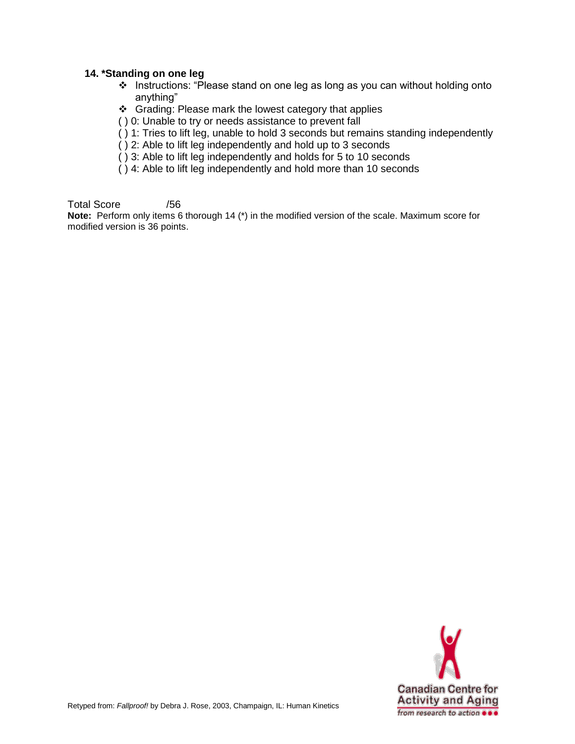**14. *Standing on one leg**

- ❖ Instructions: "Please stand on one leg as long as you can without holding onto anything"
- ❖ Grading: Please mark the lowest category that applies

( ) 0: Unable to try or needs assistance to prevent fall
( ) 1: Tries to lift leg, unable to hold 3 seconds but remains standing independently
( ) 2: Able to lift leg independently and hold up to 3 seconds
( ) 3: Able to lift leg independently and holds for 5 to 10 seconds
( ) 4: Able to lift leg independently and hold more than 10 seconds

Total Score /56

**Note:** Perform only items 6 thorough 14 (*) in the modified version of the scale. Maximum score for modified version is 36 points.

Retyped from: *Fallproof!* by Debra J. Rose, 2003, Champaign, IL: Human Kinetics

Canadian Centre for Activity and Aging
from research to action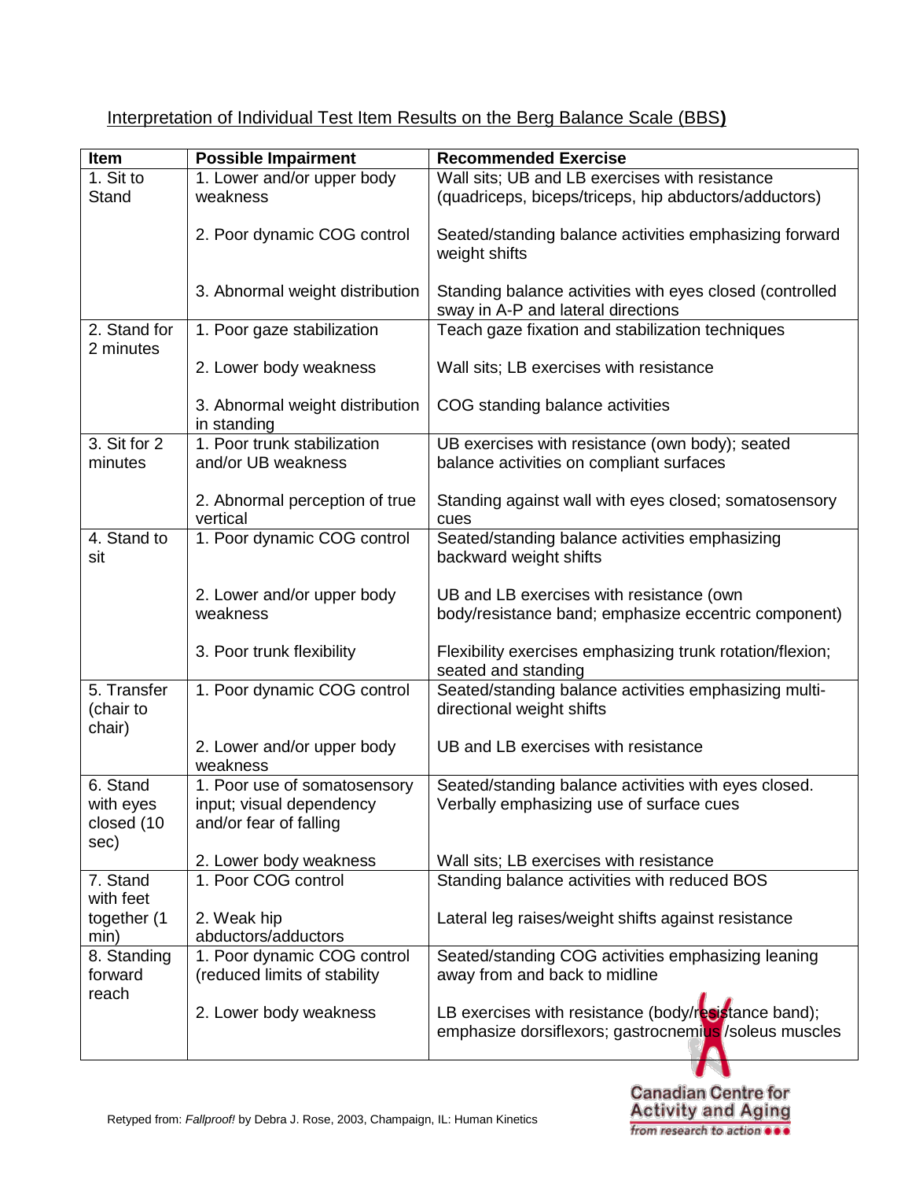Interpretation of Individual Test Item Results on the Berg Balance Scale (BBS**)**

| Item | Possible Impairment | Recommended Exercise |
|---|---|---|
| 1. Sit to Stand | 1. Lower and/or upper body weakness | Wall sits; UB and LB exercises with resistance (quadriceps, biceps/triceps, hip abductors/adductors) |
| | 2. Poor dynamic COG control | Seated/standing balance activities emphasizing forward weight shifts |
| | 3. Abnormal weight distribution | Standing balance activities with eyes closed (controlled sway in A-P and lateral directions |
| 2. Stand for 2 minutes | 1. Poor gaze stabilization | Teach gaze fixation and stabilization techniques |
| | 2. Lower body weakness | Wall sits; LB exercises with resistance |
| | 3. Abnormal weight distribution in standing | COG standing balance activities |
| 3. Sit for 2 minutes | 1. Poor trunk stabilization and/or UB weakness | UB exercises with resistance (own body); seated balance activities on compliant surfaces |
| | 2. Abnormal perception of true vertical | Standing against wall with eyes closed; somatosensory cues |
| 4. Stand to sit | 1. Poor dynamic COG control | Seated/standing balance activities emphasizing backward weight shifts |
| | 2. Lower and/or upper body weakness | UB and LB exercises with resistance (own body/resistance band; emphasize eccentric component) |
| | 3. Poor trunk flexibility | Flexibility exercises emphasizing trunk rotation/flexion; seated and standing |
| 5. Transfer (chair to chair) | 1. Poor dynamic COG control | Seated/standing balance activities emphasizing multi-directional weight shifts |
| | 2. Lower and/or upper body weakness | UB and LB exercises with resistance |
| 6. Stand with eyes closed (10 sec) | 1. Poor use of somatosensory input; visual dependency and/or fear of falling | Seated/standing balance activities with eyes closed. Verbally emphasizing use of surface cues |
| | 2. Lower body weakness | Wall sits; LB exercises with resistance |
| 7. Stand with feet together (1 min) | 1. Poor COG control | Standing balance activities with reduced BOS |
| | 2. Weak hip abductors/adductors | Lateral leg raises/weight shifts against resistance |
| 8. Standing forward reach | 1. Poor dynamic COG control (reduced limits of stability | Seated/standing COG activities emphasizing leaning away from and back to midline |
| | 2. Lower body weakness | LB exercises with resistance (body/resistance band); emphasize dorsiflexors; gastrocnemius /soleus muscles |

Retyped from: *Fallproof!* by Debra J. Rose, 2003, Champaign, IL: Human Kinetics

Canadian Centre for Activity and Aging
from research to action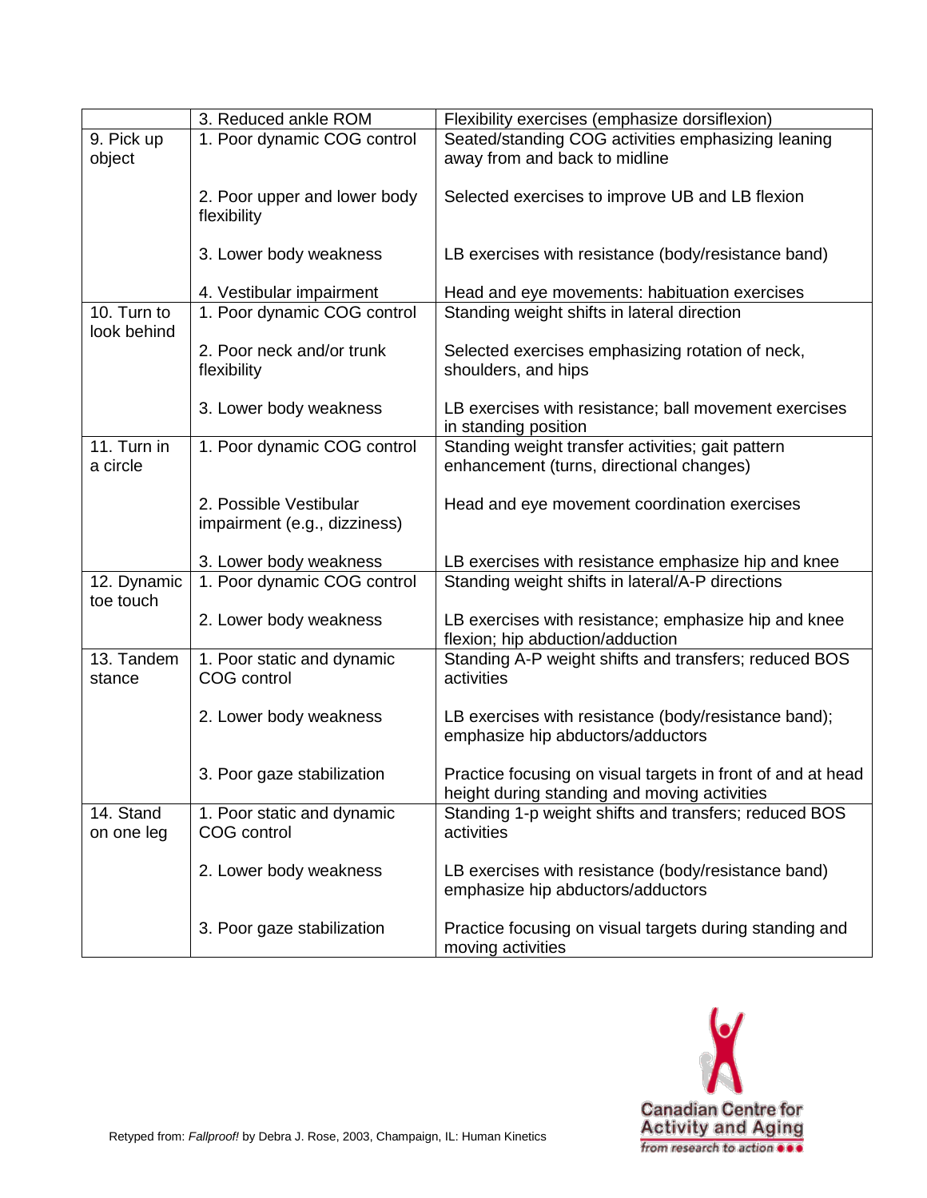| | | |
|---|---|---|
| | 3. Reduced ankle ROM | Flexibility exercises (emphasize dorsiflexion) |
| 9. Pick up object | 1. Poor dynamic COG control | Seated/standing COG activities emphasizing leaning away from and back to midline |
| | 2. Poor upper and lower body flexibility | Selected exercises to improve UB and LB flexion |
| | 3. Lower body weakness | LB exercises with resistance (body/resistance band) |
| | 4. Vestibular impairment | Head and eye movements: habituation exercises |
| 10. Turn to look behind | 1. Poor dynamic COG control | Standing weight shifts in lateral direction |
| | 2. Poor neck and/or trunk flexibility | Selected exercises emphasizing rotation of neck, shoulders, and hips |
| | 3. Lower body weakness | LB exercises with resistance; ball movement exercises in standing position |
| 11. Turn in a circle | 1. Poor dynamic COG control | Standing weight transfer activities; gait pattern enhancement (turns, directional changes) |
| | 2. Possible Vestibular impairment (e.g., dizziness) | Head and eye movement coordination exercises |
| | 3. Lower body weakness | LB exercises with resistance emphasize hip and knee |
| 12. Dynamic toe touch | 1. Poor dynamic COG control | Standing weight shifts in lateral/A-P directions |
| | 2. Lower body weakness | LB exercises with resistance; emphasize hip and knee flexion; hip abduction/adduction |
| 13. Tandem stance | 1. Poor static and dynamic COG control | Standing A-P weight shifts and transfers; reduced BOS activities |
| | 2. Lower body weakness | LB exercises with resistance (body/resistance band); emphasize hip abductors/adductors |
| | 3. Poor gaze stabilization | Practice focusing on visual targets in front of and at head height during standing and moving activities |
| 14. Stand on one leg | 1. Poor static and dynamic COG control | Standing 1-p weight shifts and transfers; reduced BOS activities |
| | 2. Lower body weakness | LB exercises with resistance (body/resistance band) emphasize hip abductors/adductors |
| | 3. Poor gaze stabilization | Practice focusing on visual targets during standing and moving activities |

Retyped from: *Fallproof!* by Debra J. Rose, 2003, Champaign, IL: Human Kinetics

Canadian Centre for Activity and Aging
from research to action